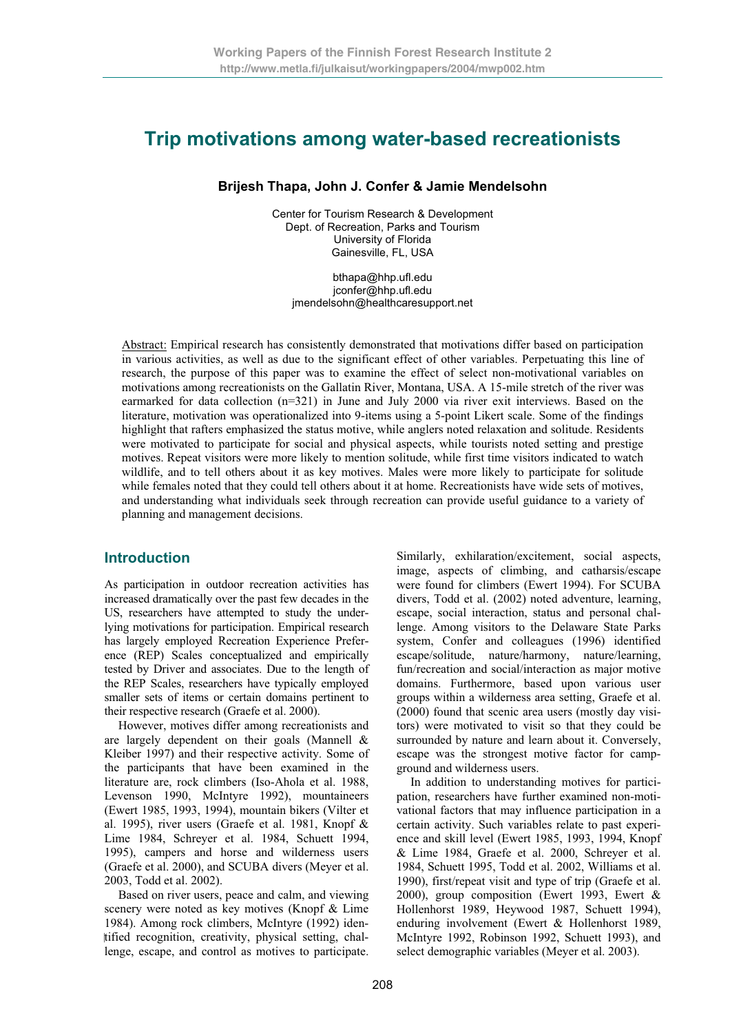# Trip motivations among water-based recreationists

**Brijesh Thapa, John J. Confer & Jamie Mendelsohn**

Center for Tourism Research & Development
Dept. of Recreation, Parks and Tourism
University of Florida
Gainesville, FL, USA

bthapa@hhp.ufl.edu
jconfer@hhp.ufl.edu
jmendelsohn@healthcaresupport.net

Abstract: Empirical research has consistently demonstrated that motivations differ based on participation in various activities, as well as due to the significant effect of other variables. Perpetuating this line of research, the purpose of this paper was to examine the effect of select non-motivational variables on motivations among recreationists on the Gallatin River, Montana, USA. A 15-mile stretch of the river was earmarked for data collection (n=321) in June and July 2000 via river exit interviews. Based on the literature, motivation was operationalized into 9-items using a 5-point Likert scale. Some of the findings highlight that rafters emphasized the status motive, while anglers noted relaxation and solitude. Residents were motivated to participate for social and physical aspects, while tourists noted setting and prestige motives. Repeat visitors were more likely to mention solitude, while first time visitors indicated to watch wildlife, and to tell others about it as key motives. Males were more likely to participate for solitude while females noted that they could tell others about it at home. Recreationists have wide sets of motives, and understanding what individuals seek through recreation can provide useful guidance to a variety of planning and management decisions.

## Introduction

As participation in outdoor recreation activities has increased dramatically over the past few decades in the US, researchers have attempted to study the underlying motivations for participation. Empirical research has largely employed Recreation Experience Preference (REP) Scales conceptualized and empirically tested by Driver and associates. Due to the length of the REP Scales, researchers have typically employed smaller sets of items or certain domains pertinent to their respective research (Graefe et al. 2000).

However, motives differ among recreationists and are largely dependent on their goals (Mannell & Kleiber 1997) and their respective activity. Some of the participants that have been examined in the literature are, rock climbers (Iso-Ahola et al. 1988, Levenson 1990, McIntyre 1992), mountaineers (Ewert 1985, 1993, 1994), mountain bikers (Vilter et al. 1995), river users (Graefe et al. 1981, Knopf & Lime 1984, Schreyer et al. 1984, Schuett 1994, 1995), campers and horse and wilderness users (Graefe et al. 2000), and SCUBA divers (Meyer et al. 2003, Todd et al. 2002).

Based on river users, peace and calm, and viewing scenery were noted as key motives (Knopf & Lime 1984). Among rock climbers, McIntyre (1992) identified recognition, creativity, physical setting, challenge, escape, and control as motives to participate. Similarly, exhilaration/excitement, social aspects, image, aspects of climbing, and catharsis/escape were found for climbers (Ewert 1994). For SCUBA divers, Todd et al. (2002) noted adventure, learning, escape, social interaction, status and personal challenge. Among visitors to the Delaware State Parks system, Confer and colleagues (1996) identified escape/solitude, nature/harmony, nature/learning, fun/recreation and social/interaction as major motive domains. Furthermore, based upon various user groups within a wilderness area setting, Graefe et al. (2000) found that scenic area users (mostly day visitors) were motivated to visit so that they could be surrounded by nature and learn about it. Conversely, escape was the strongest motive factor for campground and wilderness users.

In addition to understanding motives for participation, researchers have further examined non-motivational factors that may influence participation in a certain activity. Such variables relate to past experience and skill level (Ewert 1985, 1993, 1994, Knopf & Lime 1984, Graefe et al. 2000, Schreyer et al. 1984, Schuett 1995, Todd et al. 2002, Williams et al. 1990), first/repeat visit and type of trip (Graefe et al. 2000), group composition (Ewert 1993, Ewert & Hollenhorst 1989, Heywood 1987, Schuett 1994), enduring involvement (Ewert & Hollenhorst 1989, McIntyre 1992, Robinson 1992, Schuett 1993), and select demographic variables (Meyer et al. 2003).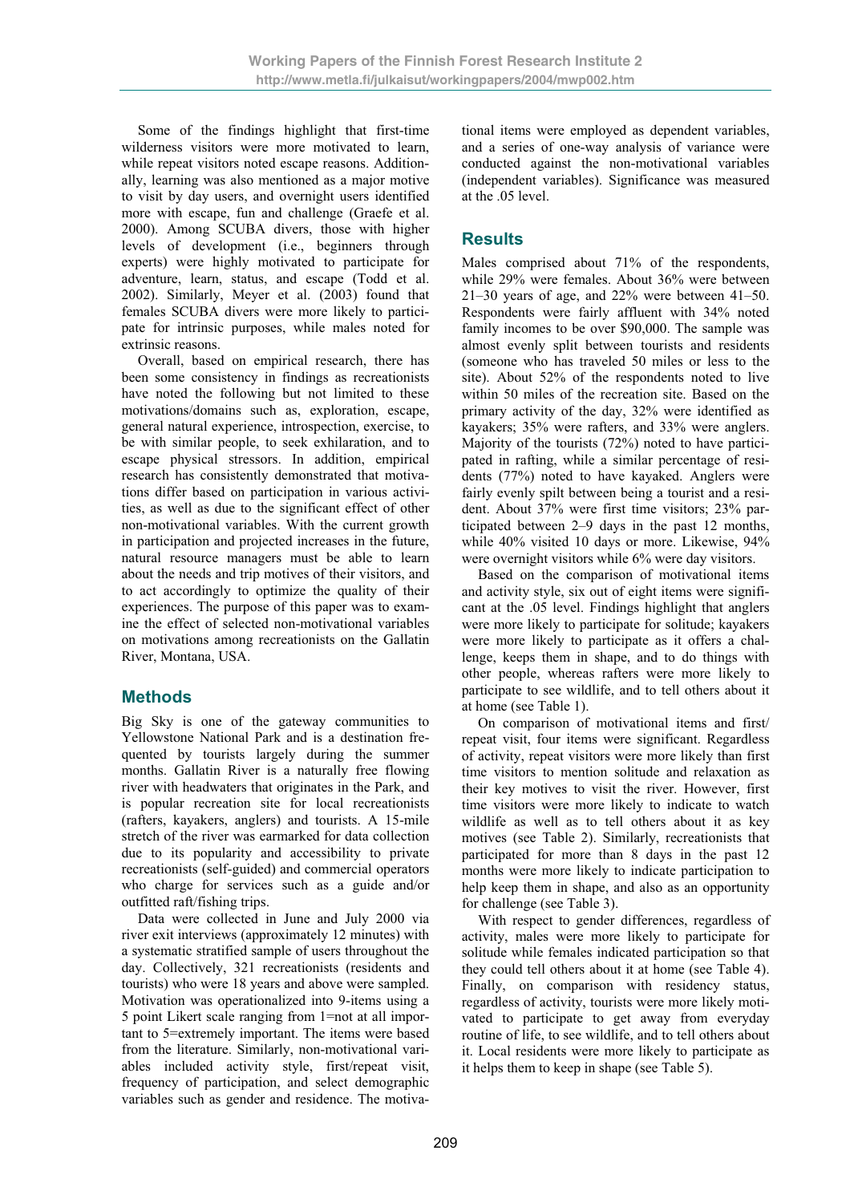Some of the findings highlight that first-time wilderness visitors were more motivated to learn, while repeat visitors noted escape reasons. Additionally, learning was also mentioned as a major motive to visit by day users, and overnight users identified more with escape, fun and challenge (Graefe et al. 2000). Among SCUBA divers, those with higher levels of development (i.e., beginners through experts) were highly motivated to participate for adventure, learn, status, and escape (Todd et al. 2002). Similarly, Meyer et al. (2003) found that females SCUBA divers were more likely to participate for intrinsic purposes, while males noted for extrinsic reasons.

Overall, based on empirical research, there has been some consistency in findings as recreationists have noted the following but not limited to these motivations/domains such as, exploration, escape, general natural experience, introspection, exercise, to be with similar people, to seek exhilaration, and to escape physical stressors. In addition, empirical research has consistently demonstrated that motivations differ based on participation in various activities, as well as due to the significant effect of other non-motivational variables. With the current growth in participation and projected increases in the future, natural resource managers must be able to learn about the needs and trip motives of their visitors, and to act accordingly to optimize the quality of their experiences. The purpose of this paper was to examine the effect of selected non-motivational variables on motivations among recreationists on the Gallatin River, Montana, USA.

## Methods

Big Sky is one of the gateway communities to Yellowstone National Park and is a destination frequented by tourists largely during the summer months. Gallatin River is a naturally free flowing river with headwaters that originates in the Park, and is popular recreation site for local recreationists (rafters, kayakers, anglers) and tourists. A 15-mile stretch of the river was earmarked for data collection due to its popularity and accessibility to private recreationists (self-guided) and commercial operators who charge for services such as a guide and/or outfitted raft/fishing trips.

Data were collected in June and July 2000 via river exit interviews (approximately 12 minutes) with a systematic stratified sample of users throughout the day. Collectively, 321 recreationists (residents and tourists) who were 18 years and above were sampled. Motivation was operationalized into 9-items using a 5 point Likert scale ranging from 1=not at all important to 5=extremely important. The items were based from the literature. Similarly, non-motivational variables included activity style, first/repeat visit, frequency of participation, and select demographic variables such as gender and residence. The motivational items were employed as dependent variables, and a series of one-way analysis of variance were conducted against the non-motivational variables (independent variables). Significance was measured at the .05 level.

## Results

Males comprised about 71% of the respondents, while 29% were females. About 36% were between 21–30 years of age, and 22% were between 41–50. Respondents were fairly affluent with 34% noted family incomes to be over $90,000. The sample was almost evenly split between tourists and residents (someone who has traveled 50 miles or less to the site). About 52% of the respondents noted to live within 50 miles of the recreation site. Based on the primary activity of the day, 32% were identified as kayakers; 35% were rafters, and 33% were anglers. Majority of the tourists (72%) noted to have participated in rafting, while a similar percentage of residents (77%) noted to have kayaked. Anglers were fairly evenly spilt between being a tourist and a resident. About 37% were first time visitors; 23% participated between 2–9 days in the past 12 months, while 40% visited 10 days or more. Likewise, 94% were overnight visitors while 6% were day visitors.

Based on the comparison of motivational items and activity style, six out of eight items were significant at the .05 level. Findings highlight that anglers were more likely to participate for solitude; kayakers were more likely to participate as it offers a challenge, keeps them in shape, and to do things with other people, whereas rafters were more likely to participate to see wildlife, and to tell others about it at home (see Table 1).

On comparison of motivational items and first/repeat visit, four items were significant. Regardless of activity, repeat visitors were more likely than first time visitors to mention solitude and relaxation as their key motives to visit the river. However, first time visitors were more likely to indicate to watch wildlife as well as to tell others about it as key motives (see Table 2). Similarly, recreationists that participated for more than 8 days in the past 12 months were more likely to indicate participation to help keep them in shape, and also as an opportunity for challenge (see Table 3).

With respect to gender differences, regardless of activity, males were more likely to participate for solitude while females indicated participation so that they could tell others about it at home (see Table 4). Finally, on comparison with residency status, regardless of activity, tourists were more likely motivated to participate to get away from everyday routine of life, to see wildlife, and to tell others about it. Local residents were more likely to participate as it helps them to keep in shape (see Table 5).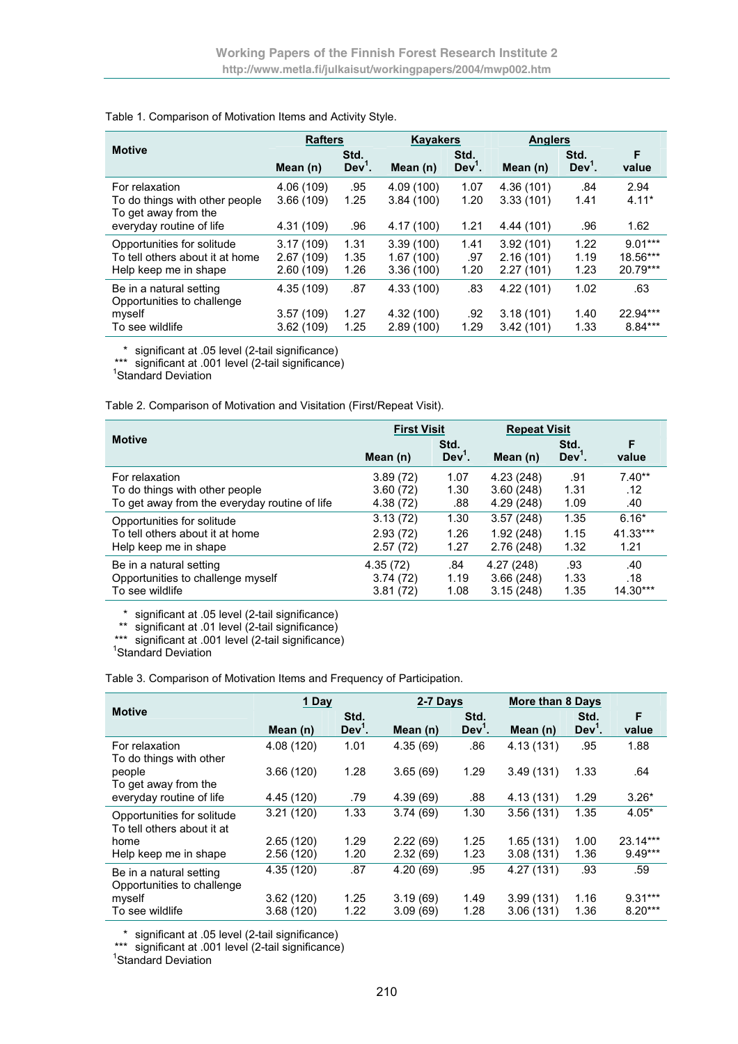Table 1. Comparison of Motivation Items and Activity Style.

| Motive | Rafters | | Kayakers | | Anglers | | F value |
|---|---|---|---|---|---|---|---|
| | Mean (n) | Std. Dev[1]. | Mean (n) | Std. Dev[1]. | Mean (n) | Std. Dev[1]. | |
| For relaxation | 4.06 (109) | .95 | 4.09 (100) | 1.07 | 4.36 (101) | .84 | 2.94 |
| To do things with other people | 3.66 (109) | 1.25 | 3.84 (100) | 1.20 | 3.33 (101) | 1.41 | 4.11* |
| To get away from the everyday routine of life | 4.31 (109) | .96 | 4.17 (100) | 1.21 | 4.44 (101) | .96 | 1.62 |
| Opportunities for solitude | 3.17 (109) | 1.31 | 3.39 (100) | 1.41 | 3.92 (101) | 1.22 | 9.01*** |
| To tell others about it at home | 2.67 (109) | 1.35 | 1.67 (100) | .97 | 2.16 (101) | 1.19 | 18.56*** |
| Help keep me in shape | 2.60 (109) | 1.26 | 3.36 (100) | 1.20 | 2.27 (101) | 1.23 | 20.79*** |
| Be in a natural setting | 4.35 (109) | .87 | 4.33 (100) | .83 | 4.22 (101) | 1.02 | .63 |
| Opportunities to challenge myself | 3.57 (109) | 1.27 | 4.32 (100) | .92 | 3.18 (101) | 1.40 | 22.94*** |
| To see wildlife | 3.62 (109) | 1.25 | 2.89 (100) | 1.29 | 3.42 (101) | 1.33 | 8.84*** |

\* significant at .05 level (2-tail significance)
*** significant at .001 level (2-tail significance)
[1]Standard Deviation

Table 2. Comparison of Motivation and Visitation (First/Repeat Visit).

| Motive | First Visit | | Repeat Visit | | F value |
|---|---|---|---|---|---|
| | Mean (n) | Std. Dev[1]. | Mean (n) | Std. Dev[1]. | |
| For relaxation | 3.89 (72) | 1.07 | 4.23 (248) | .91 | 7.40** |
| To do things with other people | 3.60 (72) | 1.30 | 3.60 (248) | 1.31 | .12 |
| To get away from the everyday routine of life | 4.38 (72) | .88 | 4.29 (248) | 1.09 | .40 |
| Opportunities for solitude | 3.13 (72) | 1.30 | 3.57 (248) | 1.35 | 6.16* |
| To tell others about it at home | 2.93 (72) | 1.26 | 1.92 (248) | 1.15 | 41.33*** |
| Help keep me in shape | 2.57 (72) | 1.27 | 2.76 (248) | 1.32 | 1.21 |
| Be in a natural setting | 4.35 (72) | .84 | 4.27 (248) | .93 | .40 |
| Opportunities to challenge myself | 3.74 (72) | 1.19 | 3.66 (248) | 1.33 | .18 |
| To see wildlife | 3.81 (72) | 1.08 | 3.15 (248) | 1.35 | 14.30*** |

\* significant at .05 level (2-tail significance)
** significant at .01 level (2-tail significance)
*** significant at .001 level (2-tail significance)
[1]Standard Deviation

Table 3. Comparison of Motivation Items and Frequency of Participation.

| Motive | 1 Day | | 2-7 Days | | More than 8 Days | | F value |
|---|---|---|---|---|---|---|---|
| | Mean (n) | Std. Dev[1]. | Mean (n) | Std. Dev[1]. | Mean (n) | Std. Dev[1]. | |
| For relaxation | 4.08 (120) | 1.01 | 4.35 (69) | .86 | 4.13 (131) | .95 | 1.88 |
| To do things with other people | 3.66 (120) | 1.28 | 3.65 (69) | 1.29 | 3.49 (131) | 1.33 | .64 |
| To get away from the everyday routine of life | 4.45 (120) | .79 | 4.39 (69) | .88 | 4.13 (131) | 1.29 | 3.26* |
| Opportunities for solitude | 3.21 (120) | 1.33 | 3.74 (69) | 1.30 | 3.56 (131) | 1.35 | 4.05* |
| To tell others about it at home | 2.65 (120) | 1.29 | 2.22 (69) | 1.25 | 1.65 (131) | 1.00 | 23.14*** |
| Help keep me in shape | 2.56 (120) | 1.20 | 2.32 (69) | 1.23 | 3.08 (131) | 1.36 | 9.49*** |
| Be in a natural setting | 4.35 (120) | .87 | 4.20 (69) | .95 | 4.27 (131) | .93 | .59 |
| Opportunities to challenge myself | 3.62 (120) | 1.25 | 3.19 (69) | 1.49 | 3.99 (131) | 1.16 | 9.31*** |
| To see wildlife | 3.68 (120) | 1.22 | 3.09 (69) | 1.28 | 3.06 (131) | 1.36 | 8.20*** |

\* significant at .05 level (2-tail significance)
*** significant at .001 level (2-tail significance)
[1]Standard Deviation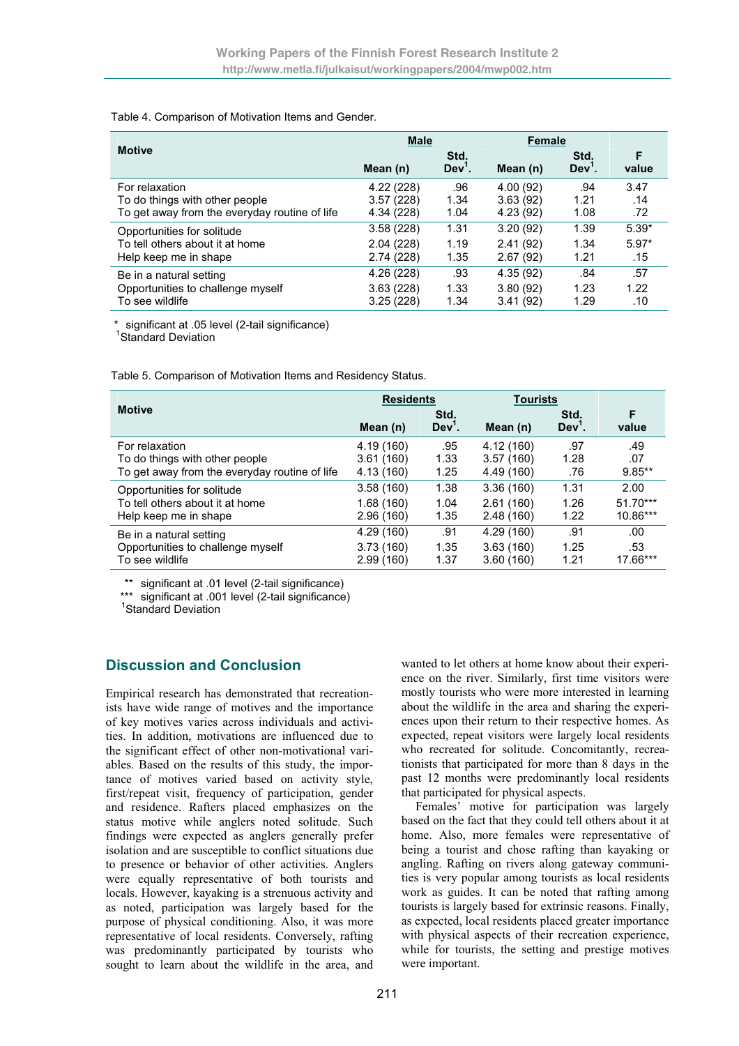Table 4. Comparison of Motivation Items and Gender.

| Motive | Male | | Female | | F value |
|---|---|---|---|---|---|
| | Mean (n) | Std. Dev[1]. | Mean (n) | Std. Dev[1]. | |
| For relaxation | 4.22 (228) | .96 | 4.00 (92) | .94 | 3.47 |
| To do things with other people | 3.57 (228) | 1.34 | 3.63 (92) | 1.21 | .14 |
| To get away from the everyday routine of life | 4.34 (228) | 1.04 | 4.23 (92) | 1.08 | .72 |
| Opportunities for solitude | 3.58 (228) | 1.31 | 3.20 (92) | 1.39 | 5.39* |
| To tell others about it at home | 2.04 (228) | 1.19 | 2.41 (92) | 1.34 | 5.97* |
| Help keep me in shape | 2.74 (228) | 1.35 | 2.67 (92) | 1.21 | .15 |
| Be in a natural setting | 4.26 (228) | .93 | 4.35 (92) | .84 | .57 |
| Opportunities to challenge myself | 3.63 (228) | 1.33 | 3.80 (92) | 1.23 | 1.22 |
| To see wildlife | 3.25 (228) | 1.34 | 3.41 (92) | 1.29 | .10 |

\* significant at .05 level (2-tail significance)
[1]Standard Deviation

Table 5. Comparison of Motivation Items and Residency Status.

| Motive | Residents | | Tourists | | F value |
|---|---|---|---|---|---|
| | Mean (n) | Std. Dev[1]. | Mean (n) | Std. Dev[1]. | |
| For relaxation | 4.19 (160) | .95 | 4.12 (160) | .97 | .49 |
| To do things with other people | 3.61 (160) | 1.33 | 3.57 (160) | 1.28 | .07 |
| To get away from the everyday routine of life | 4.13 (160) | 1.25 | 4.49 (160) | .76 | 9.85** |
| Opportunities for solitude | 3.58 (160) | 1.38 | 3.36 (160) | 1.31 | 2.00 |
| To tell others about it at home | 1.68 (160) | 1.04 | 2.61 (160) | 1.26 | 51.70*** |
| Help keep me in shape | 2.96 (160) | 1.35 | 2.48 (160) | 1.22 | 10.86*** |
| Be in a natural setting | 4.29 (160) | .91 | 4.29 (160) | .91 | .00 |
| Opportunities to challenge myself | 3.73 (160) | 1.35 | 3.63 (160) | 1.25 | .53 |
| To see wildlife | 2.99 (160) | 1.37 | 3.60 (160) | 1.21 | 17.66*** |

\** significant at .01 level (2-tail significance)
\*** significant at .001 level (2-tail significance)
[1]Standard Deviation

## Discussion and Conclusion

Empirical research has demonstrated that recreationists have wide range of motives and the importance of key motives varies across individuals and activities. In addition, motivations are influenced due to the significant effect of other non-motivational variables. Based on the results of this study, the importance of motives varied based on activity style, first/repeat visit, frequency of participation, gender and residence. Rafters placed emphasizes on the status motive while anglers noted solitude. Such findings were expected as anglers generally prefer isolation and are susceptible to conflict situations due to presence or behavior of other activities. Anglers were equally representative of both tourists and locals. However, kayaking is a strenuous activity and as noted, participation was largely based for the purpose of physical conditioning. Also, it was more representative of local residents. Conversely, rafting was predominantly participated by tourists who sought to learn about the wildlife in the area, and wanted to let others at home know about their experience on the river. Similarly, first time visitors were mostly tourists who were more interested in learning about the wildlife in the area and sharing the experiences upon their return to their respective homes. As expected, repeat visitors were largely local residents who recreated for solitude. Concomitantly, recreationists that participated for more than 8 days in the past 12 months were predominantly local residents that participated for physical aspects.

Females' motive for participation was largely based on the fact that they could tell others about it at home. Also, more females were representative of being a tourist and chose rafting than kayaking or angling. Rafting on rivers along gateway communities is very popular among tourists as local residents work as guides. It can be noted that rafting among tourists is largely based for extrinsic reasons. Finally, as expected, local residents placed greater importance with physical aspects of their recreation experience, while for tourists, the setting and prestige motives were important.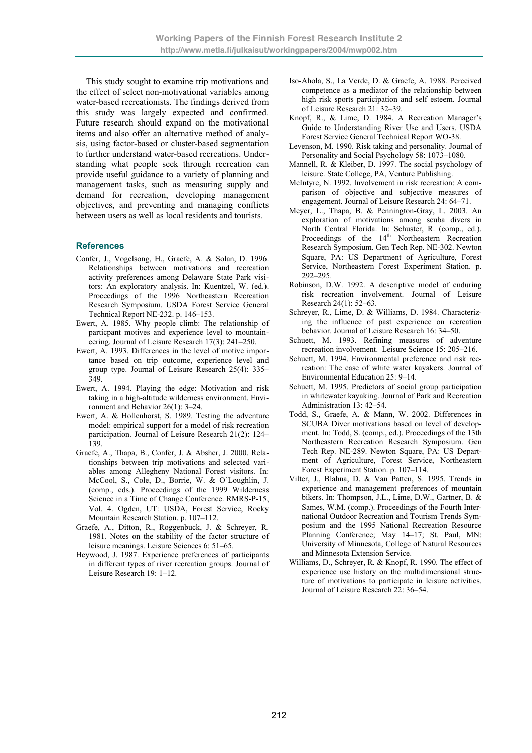This study sought to examine trip motivations and the effect of select non-motivational variables among water-based recreationists. The findings derived from this study was largely expected and confirmed. Future research should expand on the motivational items and also offer an alternative method of analysis, using factor-based or cluster-based segmentation to further understand water-based recreations. Understanding what people seek through recreation can provide useful guidance to a variety of planning and management tasks, such as measuring supply and demand for recreation, developing management objectives, and preventing and managing conflicts between users as well as local residents and tourists.

## References

Confer, J., Vogelsong, H., Graefe, A. & Solan, D. 1996. Relationships between motivations and recreation activity preferences among Delaware State Park visitors: An exploratory analysis. In: Kuentzel, W. (ed.). Proceedings of the 1996 Northeastern Recreation Research Symposium. USDA Forest Service General Technical Report NE-232. p. 146–153.

Ewert, A. 1985. Why people climb: The relationship of particpant motives and experience level to mountaineering. Journal of Leisure Research 17(3): 241–250.

Ewert, A. 1993. Differences in the level of motive importance based on trip outcome, experience level and group type. Journal of Leisure Research 25(4): 335–349.

Ewert, A. 1994. Playing the edge: Motivation and risk taking in a high-altitude wilderness environment. Environment and Behavior 26(1): 3–24.

Ewert, A. & Hollenhorst, S. 1989. Testing the adventure model: empirical support for a model of risk recreation participation. Journal of Leisure Research 21(2): 124–139.

Graefe, A., Thapa, B., Confer, J. & Absher, J. 2000. Relationships between trip motivations and selected variables among Allegheny National Forest visitors. In: McCool, S., Cole, D., Borrie, W. & O'Loughlin, J. (comp., eds.). Proceedings of the 1999 Wilderness Science in a Time of Change Conference. RMRS-P-15, Vol. 4. Ogden, UT: USDA, Forest Service, Rocky Mountain Research Station. p. 107–112.

Graefe, A., Ditton, R., Roggenbuck, J. & Schreyer, R. 1981. Notes on the stability of the factor structure of leisure meanings. Leisure Sciences 6: 51–65.

Heywood, J. 1987. Experience preferences of participants in different types of river recreation groups. Journal of Leisure Research 19: 1–12.

Iso-Ahola, S., La Verde, D. & Graefe, A. 1988. Perceived competence as a mediator of the relationship between high risk sports participation and self esteem. Journal of Leisure Research 21: 32–39.

Knopf, R., & Lime, D. 1984. A Recreation Manager's Guide to Understanding River Use and Users. USDA Forest Service General Technical Report WO-38.

Levenson, M. 1990. Risk taking and personality. Journal of Personality and Social Psychology 58: 1073–1080.

Mannell, R. & Kleiber, D. 1997. The social psychology of leisure. State College, PA, Venture Publishing.

McIntyre, N. 1992. Involvement in risk recreation: A comparison of objective and subjective measures of engagement. Journal of Leisure Research 24: 64–71.

Meyer, L., Thapa, B. & Pennington-Gray, L. 2003. An exploration of motivations among scuba divers in North Central Florida. In: Schuster, R. (comp., ed.). Proceedings of the 14th Northeastern Recreation Research Symposium. Gen Tech Rep. NE-302. Newton Square, PA: US Department of Agriculture, Forest Service, Northeastern Forest Experiment Station. p. 292–295.

Robinson, D.W. 1992. A descriptive model of enduring risk recreation involvement. Journal of Leisure Research 24(1): 52–63.

Schreyer, R., Lime, D. & Williams, D. 1984. Characterizing the influence of past experience on recreation behavior. Journal of Leisure Research 16: 34–50.

Schuett, M. 1993. Refining measures of adventure recreation involvement. Leisure Science 15: 205–216.

Schuett, M. 1994. Environmental preference and risk recreation: The case of white water kayakers. Journal of Environmental Education 25: 9–14.

Schuett, M. 1995. Predictors of social group participation in whitewater kayaking. Journal of Park and Recreation Administration 13: 42–54.

Todd, S., Graefe, A. & Mann, W. 2002. Differences in SCUBA Diver motivations based on level of development. In: Todd, S. (comp., ed.). Proceedings of the 13th Northeastern Recreation Research Symposium. Gen Tech Rep. NE-289. Newton Square, PA: US Department of Agriculture, Forest Service, Northeastern Forest Experiment Station. p. 107–114.

Vilter, J., Blahna, D. & Van Patten, S. 1995. Trends in experience and management preferences of mountain bikers. In: Thompson, J.L., Lime, D.W., Gartner, B. & Sames, W.M. (comp.). Proceedings of the Fourth International Outdoor Recreation and Tourism Trends Symposium and the 1995 National Recreation Resource Planning Conference; May 14–17; St. Paul, MN: University of Minnesota, College of Natural Resources and Minnesota Extension Service.

Williams, D., Schreyer, R. & Knopf, R. 1990. The effect of experience use history on the multidimensional structure of motivations to participate in leisure activities. Journal of Leisure Research 22: 36–54.